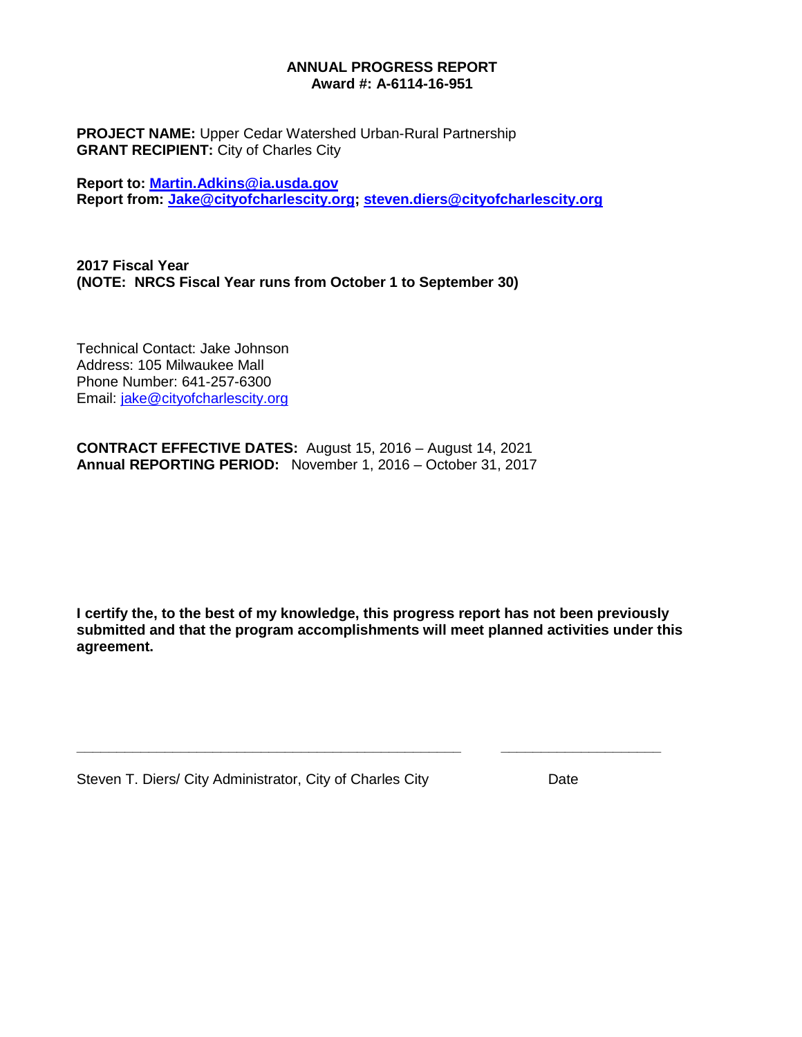**ANNUAL PROGRESS REPORT**
**Award #: A-6114-16-951**

**PROJECT NAME:** Upper Cedar Watershed Urban-Rural Partnership
**GRANT RECIPIENT:** City of Charles City

**Report to: Martin.Adkins@ia.usda.gov**
**Report from: Jake@cityofcharlescity.org; steven.diers@cityofcharlescity.org**

**2017 Fiscal Year**
**(NOTE: NRCS Fiscal Year runs from October 1 to September 30)**

Technical Contact: Jake Johnson
Address: 105 Milwaukee Mall
Phone Number: 641-257-6300
Email: jake@cityofcharlescity.org

**CONTRACT EFFECTIVE DATES:** August 15, 2016 – August 14, 2021
**Annual REPORTING PERIOD:** November 1, 2016 – October 31, 2017

**I certify the, to the best of my knowledge, this progress report has not been previously submitted and that the program accomplishments will meet planned activities under this agreement.**

\_\_\_\_\_\_\_\_\_\_\_\_\_\_\_\_\_\_\_\_\_\_\_\_\_\_\_\_\_\_\_\_\_\_\_\_\_\_\_\_\_\_\_\_\_\_\_\_ \_\_\_\_\_\_\_\_\_\_\_\_\_\_\_\_\_\_\_\_

Steven T. Diers/ City Administrator, City of Charles City Date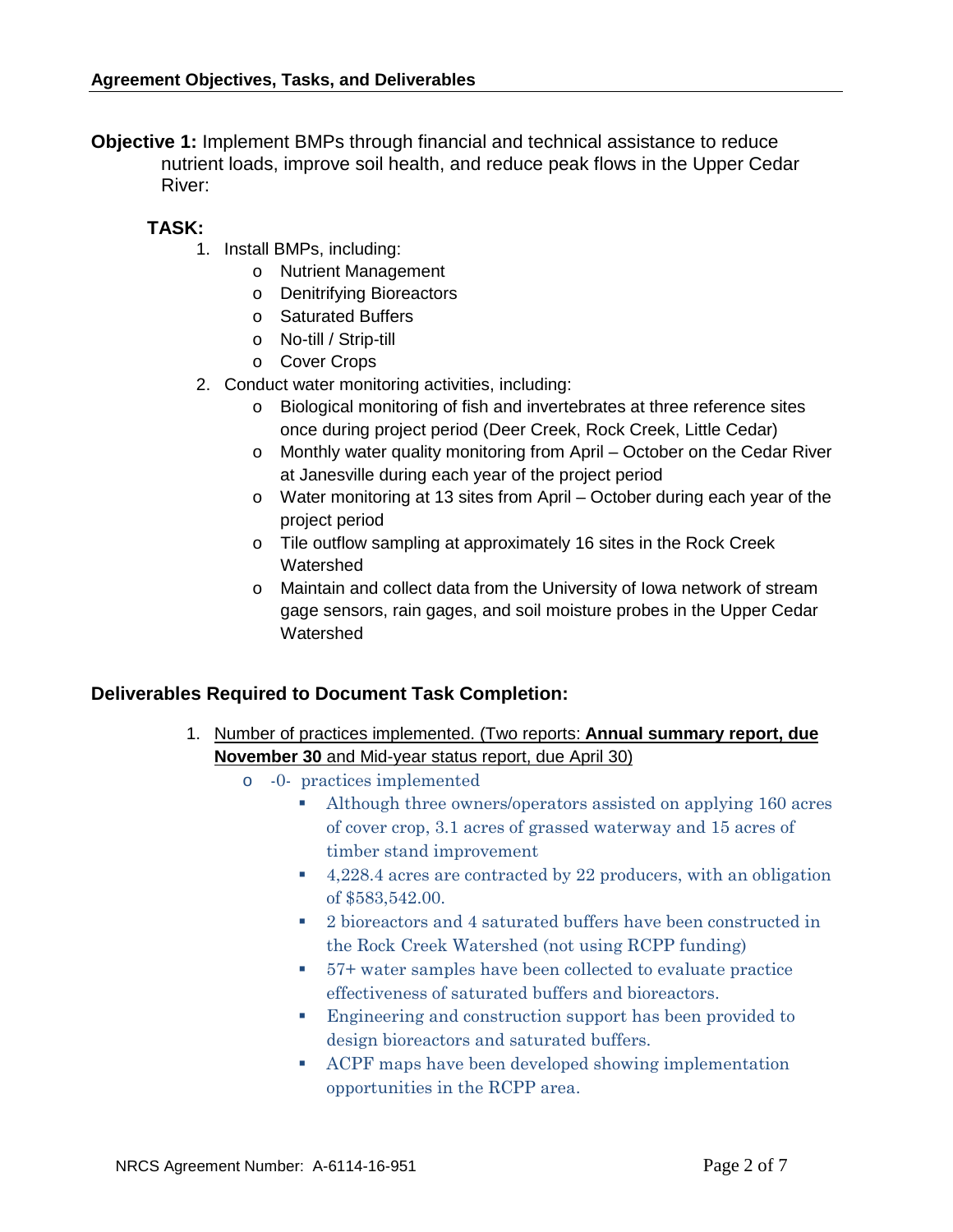## Agreement Objectives, Tasks, and Deliverables

**Objective 1:** Implement BMPs through financial and technical assistance to reduce nutrient loads, improve soil health, and reduce peak flows in the Upper Cedar River:

**TASK:**

1. Install BMPs, including:
   - Nutrient Management
   - Denitrifying Bioreactors
   - Saturated Buffers
   - No-till / Strip-till
   - Cover Crops
2. Conduct water monitoring activities, including:
   - Biological monitoring of fish and invertebrates at three reference sites once during project period (Deer Creek, Rock Creek, Little Cedar)
   - Monthly water quality monitoring from April – October on the Cedar River at Janesville during each year of the project period
   - Water monitoring at 13 sites from April – October during each year of the project period
   - Tile outflow sampling at approximately 16 sites in the Rock Creek Watershed
   - Maintain and collect data from the University of Iowa network of stream gage sensors, rain gages, and soil moisture probes in the Upper Cedar Watershed

**Deliverables Required to Document Task Completion:**

1. Number of practices implemented. (Two reports: **Annual summary report, due November 30** and Mid-year status report, due April 30)
   - -0- practices implemented
     - Although three owners/operators assisted on applying 160 acres of cover crop, 3.1 acres of grassed waterway and 15 acres of timber stand improvement
     - 4,228.4 acres are contracted by 22 producers, with an obligation of $583,542.00.
     - 2 bioreactors and 4 saturated buffers have been constructed in the Rock Creek Watershed (not using RCPP funding)
     - 57+ water samples have been collected to evaluate practice effectiveness of saturated buffers and bioreactors.
     - Engineering and construction support has been provided to design bioreactors and saturated buffers.
     - ACPF maps have been developed showing implementation opportunities in the RCPP area.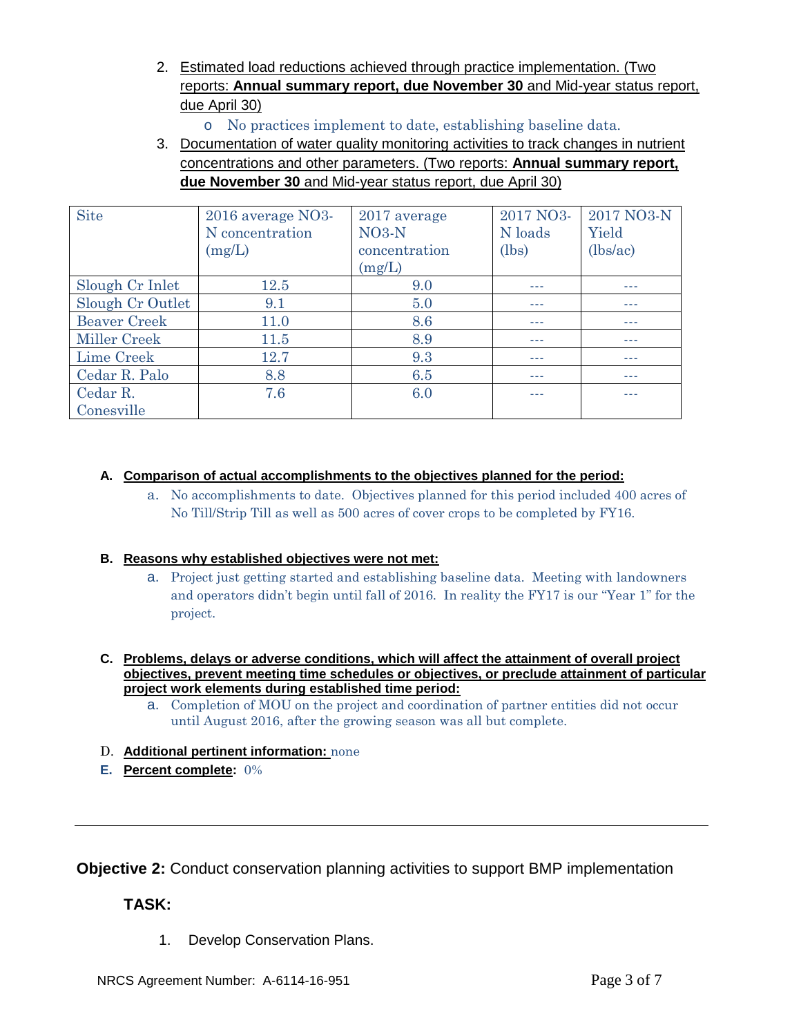2. Estimated load reductions achieved through practice implementation. (Two reports: **Annual summary report, due November 30** and Mid-year status report, due April 30)
   - No practices implement to date, establishing baseline data.
3. Documentation of water quality monitoring activities to track changes in nutrient concentrations and other parameters. (Two reports: **Annual summary report, due November 30** and Mid-year status report, due April 30)

| Site | 2016 average NO3-N concentration (mg/L) | 2017 average NO3-N concentration (mg/L) | 2017 NO3-N loads (lbs) | 2017 NO3-N Yield (lbs/ac) |
|---|---|---|---|---|
| Slough Cr Inlet | 12.5 | 9.0 | --- | --- |
| Slough Cr Outlet | 9.1 | 5.0 | --- | --- |
| Beaver Creek | 11.0 | 8.6 | --- | --- |
| Miller Creek | 11.5 | 8.9 | --- | --- |
| Lime Creek | 12.7 | 9.3 | --- | --- |
| Cedar R. Palo | 8.8 | 6.5 | --- | --- |
| Cedar R. Conesville | 7.6 | 6.0 | --- | --- |

**A. Comparison of actual accomplishments to the objectives planned for the period:**

a. No accomplishments to date. Objectives planned for this period included 400 acres of No Till/Strip Till as well as 500 acres of cover crops to be completed by FY16.

**B. Reasons why established objectives were not met:**

a. Project just getting started and establishing baseline data. Meeting with landowners and operators didn't begin until fall of 2016. In reality the FY17 is our "Year 1" for the project.

**C. Problems, delays or adverse conditions, which will affect the attainment of overall project objectives, prevent meeting time schedules or objectives, or preclude attainment of particular project work elements during established time period:**

a. Completion of MOU on the project and coordination of partner entities did not occur until August 2016, after the growing season was all but complete.

D. **Additional pertinent information:** none

E. **Percent complete:** 0%

---

**Objective 2:** Conduct conservation planning activities to support BMP implementation

**TASK:**

1. Develop Conservation Plans.

NRCS Agreement Number: A-6114-16-951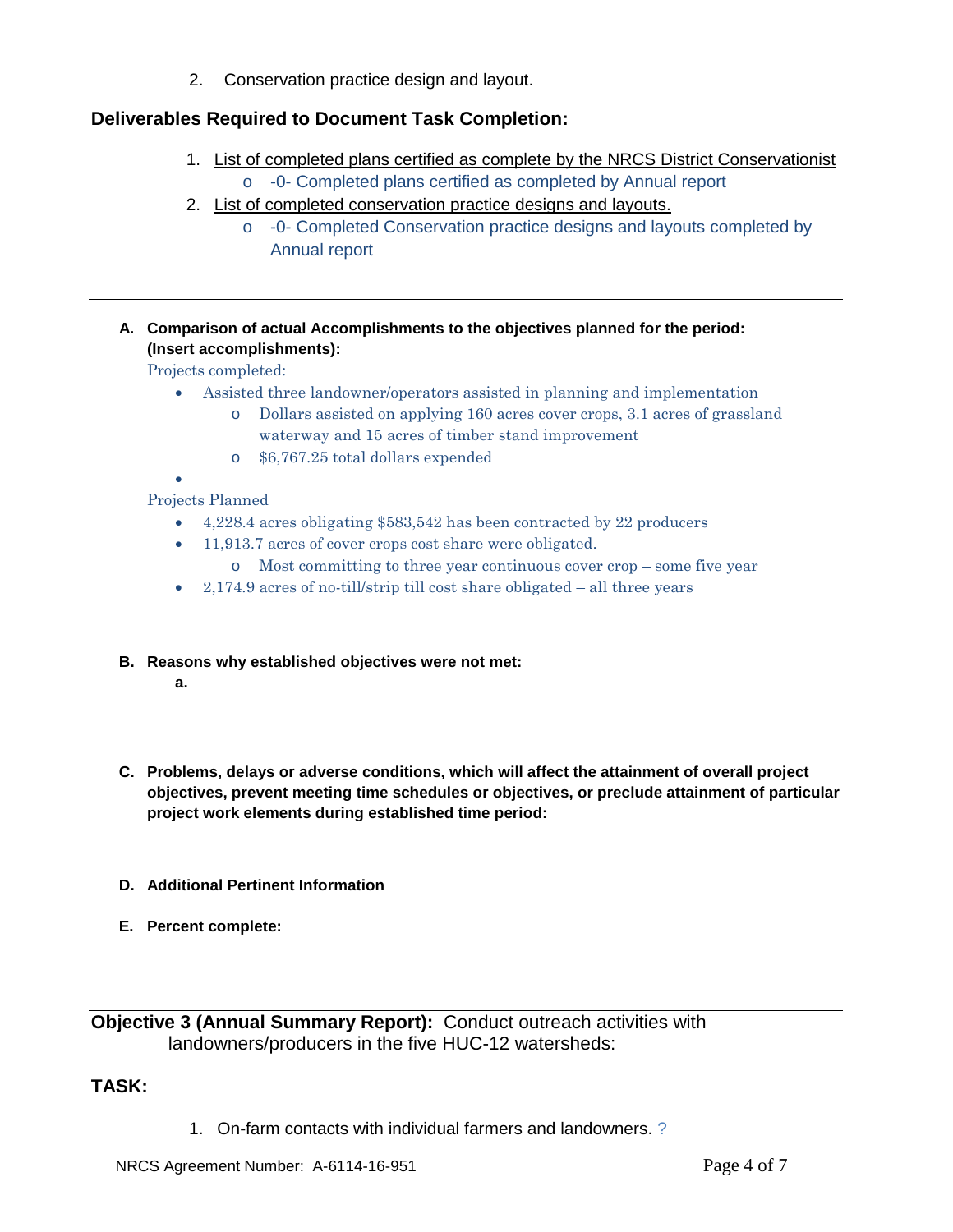2. Conservation practice design and layout.

**Deliverables Required to Document Task Completion:**

1. List of completed plans certified as complete by the NRCS District Conservationist
   - -0- Completed plans certified as completed by Annual report
2. List of completed conservation practice designs and layouts.
   - -0- Completed Conservation practice designs and layouts completed by Annual report

---

**A. Comparison of actual Accomplishments to the objectives planned for the period: (Insert accomplishments):**

Projects completed:

- Assisted three landowner/operators assisted in planning and implementation
  - Dollars assisted on applying 160 acres cover crops, 3.1 acres of grassland waterway and 15 acres of timber stand improvement
  - $6,767.25 total dollars expended
- 

Projects Planned

- 4,228.4 acres obligating $583,542 has been contracted by 22 producers
- 11,913.7 acres of cover crops cost share were obligated.
  - Most committing to three year continuous cover crop – some five year
- 2,174.9 acres of no-till/strip till cost share obligated – all three years

**B. Reasons why established objectives were not met:**

**a.**

**C. Problems, delays or adverse conditions, which will affect the attainment of overall project objectives, prevent meeting time schedules or objectives, or preclude attainment of particular project work elements during established time period:**

**D. Additional Pertinent Information**

**E. Percent complete:**

---

**Objective 3 (Annual Summary Report):** Conduct outreach activities with landowners/producers in the five HUC-12 watersheds:

**TASK:**

1. On-farm contacts with individual farmers and landowners. ?

NRCS Agreement Number: A-6114-16-951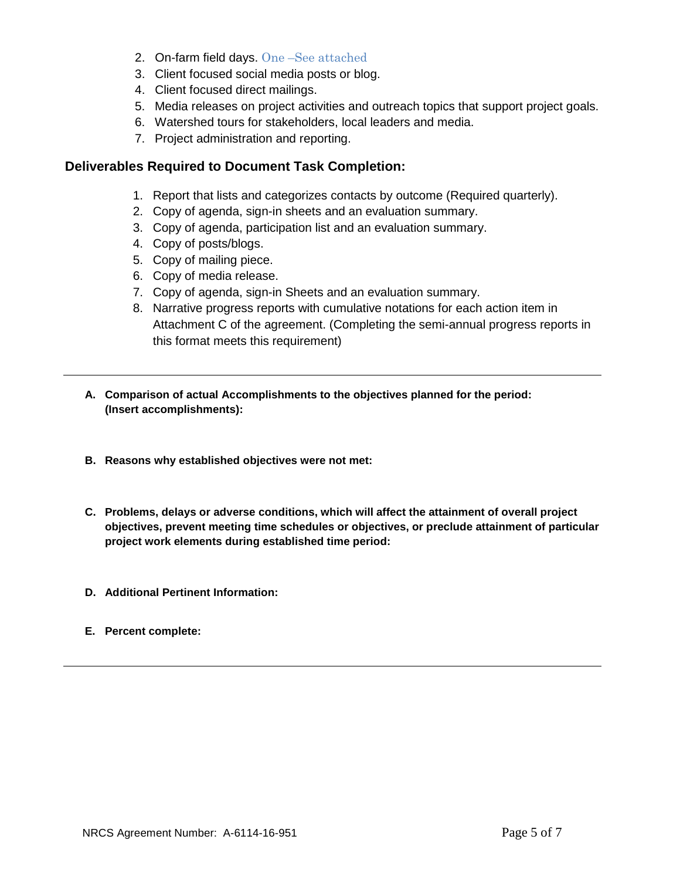2. On-farm field days. One –See attached
3. Client focused social media posts or blog.
4. Client focused direct mailings.
5. Media releases on project activities and outreach topics that support project goals.
6. Watershed tours for stakeholders, local leaders and media.
7. Project administration and reporting.

### Deliverables Required to Document Task Completion:

1. Report that lists and categorizes contacts by outcome (Required quarterly).
2. Copy of agenda, sign-in sheets and an evaluation summary.
3. Copy of agenda, participation list and an evaluation summary.
4. Copy of posts/blogs.
5. Copy of mailing piece.
6. Copy of media release.
7. Copy of agenda, sign-in Sheets and an evaluation summary.
8. Narrative progress reports with cumulative notations for each action item in Attachment C of the agreement. (Completing the semi-annual progress reports in this format meets this requirement)

---

**A. Comparison of actual Accomplishments to the objectives planned for the period: (Insert accomplishments):**

**B. Reasons why established objectives were not met:**

**C. Problems, delays or adverse conditions, which will affect the attainment of overall project objectives, prevent meeting time schedules or objectives, or preclude attainment of particular project work elements during established time period:**

**D. Additional Pertinent Information:**

**E. Percent complete:**

---

NRCS Agreement Number: A-6114-16-951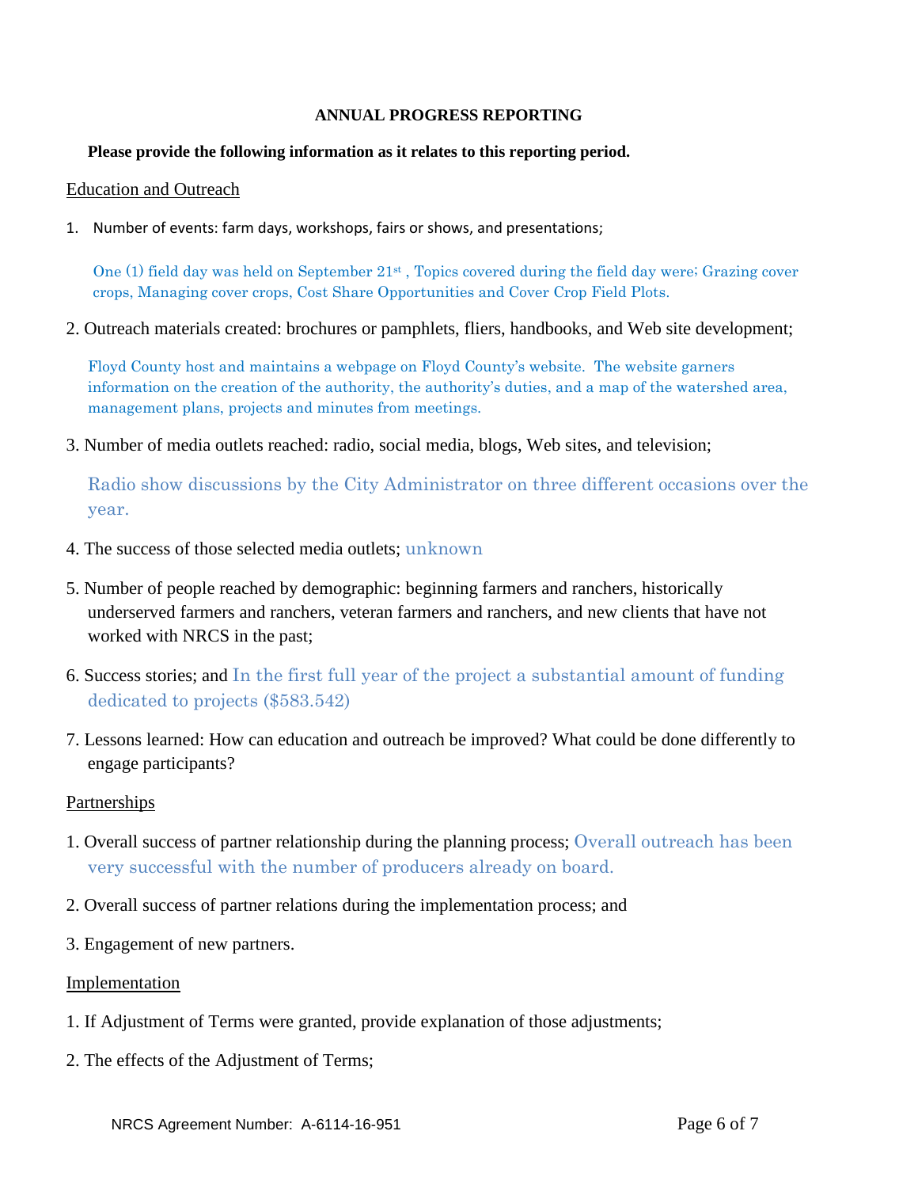**ANNUAL PROGRESS REPORTING**

**Please provide the following information as it relates to this reporting period.**

Education and Outreach

1. Number of events: farm days, workshops, fairs or shows, and presentations;

   One (1) field day was held on September 21st , Topics covered during the field day were; Grazing cover crops, Managing cover crops, Cost Share Opportunities and Cover Crop Field Plots.

2. Outreach materials created: brochures or pamphlets, fliers, handbooks, and Web site development;

   Floyd County host and maintains a webpage on Floyd County's website. The website garners information on the creation of the authority, the authority's duties, and a map of the watershed area, management plans, projects and minutes from meetings.

3. Number of media outlets reached: radio, social media, blogs, Web sites, and television;

   Radio show discussions by the City Administrator on three different occasions over the year.

4. The success of those selected media outlets; unknown

5. Number of people reached by demographic: beginning farmers and ranchers, historically underserved farmers and ranchers, veteran farmers and ranchers, and new clients that have not worked with NRCS in the past;

6. Success stories; and In the first full year of the project a substantial amount of funding dedicated to projects ($583.542)

7. Lessons learned: How can education and outreach be improved? What could be done differently to engage participants?

Partnerships

1. Overall success of partner relationship during the planning process; Overall outreach has been very successful with the number of producers already on board.

2. Overall success of partner relations during the implementation process; and

3. Engagement of new partners.

Implementation

1. If Adjustment of Terms were granted, provide explanation of those adjustments;

2. The effects of the Adjustment of Terms;

NRCS Agreement Number: A-6114-16-951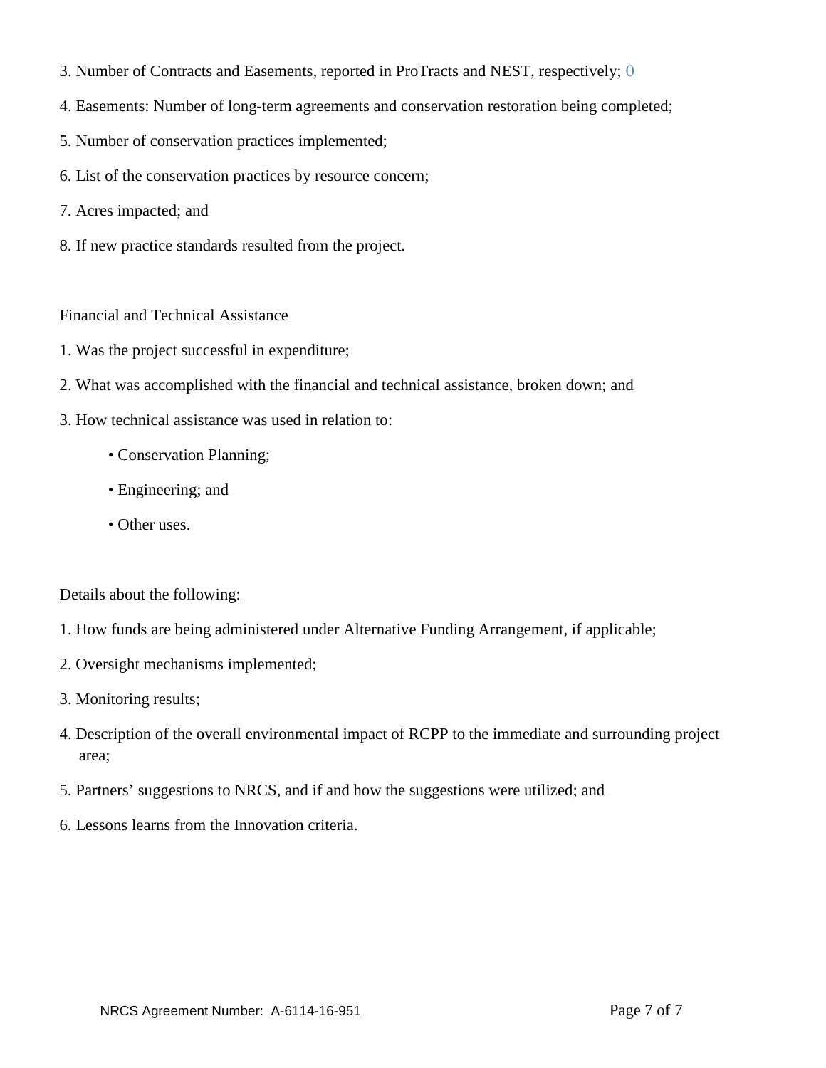3. Number of Contracts and Easements, reported in ProTracts and NEST, respectively; 0

4. Easements: Number of long-term agreements and conservation restoration being completed;

5. Number of conservation practices implemented;

6. List of the conservation practices by resource concern;

7. Acres impacted; and

8. If new practice standards resulted from the project.

<u>Financial and Technical Assistance</u>

1. Was the project successful in expenditure;

2. What was accomplished with the financial and technical assistance, broken down; and

3. How technical assistance was used in relation to:

    - Conservation Planning;
    - Engineering; and
    - Other uses.

<u>Details about the following:</u>

1. How funds are being administered under Alternative Funding Arrangement, if applicable;

2. Oversight mechanisms implemented;

3. Monitoring results;

4. Description of the overall environmental impact of RCPP to the immediate and surrounding project area;

5. Partners' suggestions to NRCS, and if and how the suggestions were utilized; and

6. Lessons learns from the Innovation criteria.